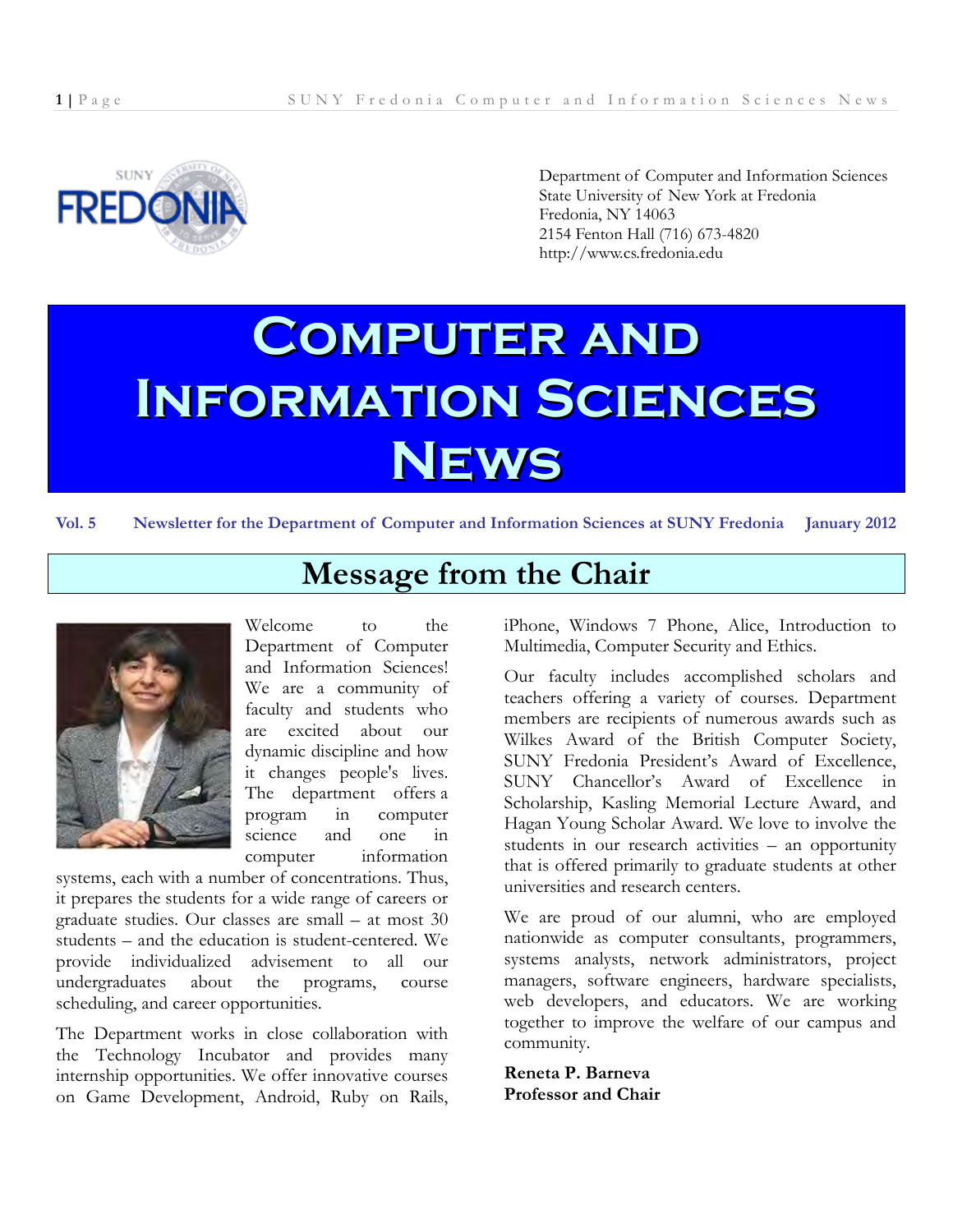Department of Computer and Information Sciences
State University of New York at Fredonia
Fredonia, NY 14063
2154 Fenton Hall (716) 673-4820
http://www.cs.fredonia.edu

# Computer and Information Sciences News

**Vol. 5 Newsletter for the Department of Computer and Information Sciences at SUNY Fredonia January 2012**

## Message from the Chair

Welcome to the Department of Computer and Information Sciences! We are a community of faculty and students who are excited about our dynamic discipline and how it changes people's lives. The department offers a program in computer science and one in computer information systems, each with a number of concentrations. Thus, it prepares the students for a wide range of careers or graduate studies. Our classes are small – at most 30 students – and the education is student-centered. We provide individualized advisement to all our undergraduates about the programs, course scheduling, and career opportunities.

The Department works in close collaboration with the Technology Incubator and provides many internship opportunities. We offer innovative courses on Game Development, Android, Ruby on Rails, iPhone, Windows 7 Phone, Alice, Introduction to Multimedia, Computer Security and Ethics.

Our faculty includes accomplished scholars and teachers offering a variety of courses. Department members are recipients of numerous awards such as Wilkes Award of the British Computer Society, SUNY Fredonia President's Award of Excellence, SUNY Chancellor's Award of Excellence in Scholarship, Kasling Memorial Lecture Award, and Hagan Young Scholar Award. We love to involve the students in our research activities – an opportunity that is offered primarily to graduate students at other universities and research centers.

We are proud of our alumni, who are employed nationwide as computer consultants, programmers, systems analysts, network administrators, project managers, software engineers, hardware specialists, web developers, and educators. We are working together to improve the welfare of our campus and community.

**Reneta P. Barneva**
**Professor and Chair**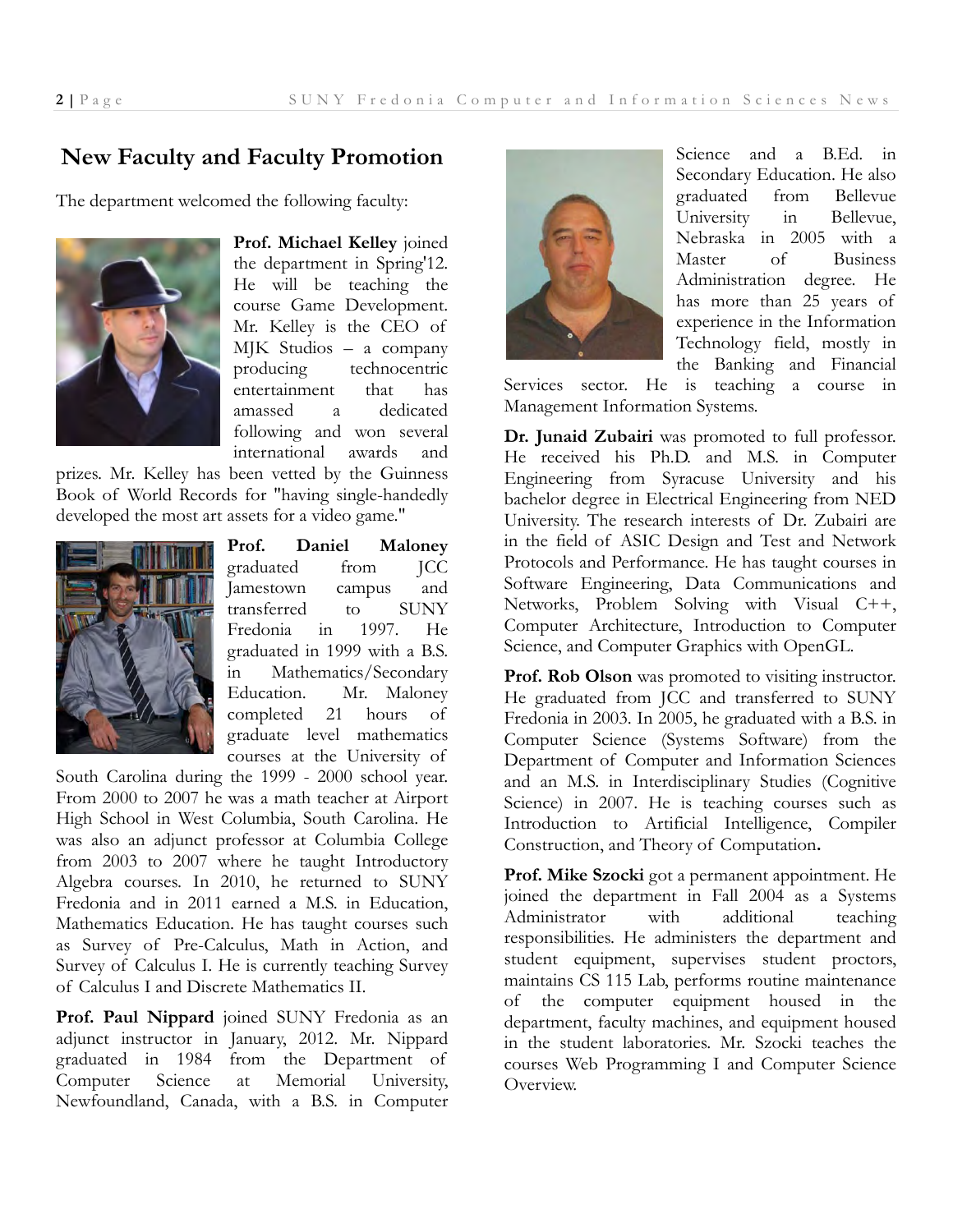## New Faculty and Faculty Promotion

The department welcomed the following faculty:

**Prof. Michael Kelley** joined the department in Spring'12. He will be teaching the course Game Development. Mr. Kelley is the CEO of MJK Studios – a company producing technocentric entertainment that has amassed a dedicated following and won several international awards and prizes. Mr. Kelley has been vetted by the Guinness Book of World Records for "having single-handedly developed the most art assets for a video game."

**Prof. Daniel Maloney** graduated from JCC Jamestown campus and transferred to SUNY Fredonia in 1997. He graduated in 1999 with a B.S. in Mathematics/Secondary Education. Mr. Maloney completed 21 hours of graduate level mathematics courses at the University of South Carolina during the 1999 - 2000 school year. From 2000 to 2007 he was a math teacher at Airport High School in West Columbia, South Carolina. He was also an adjunct professor at Columbia College from 2003 to 2007 where he taught Introductory Algebra courses. In 2010, he returned to SUNY Fredonia and in 2011 earned a M.S. in Education, Mathematics Education. He has taught courses such as Survey of Pre-Calculus, Math in Action, and Survey of Calculus I. He is currently teaching Survey of Calculus I and Discrete Mathematics II.

**Prof. Paul Nippard** joined SUNY Fredonia as an adjunct instructor in January, 2012. Mr. Nippard graduated in 1984 from the Department of Computer Science at Memorial University, Newfoundland, Canada, with a B.S. in Computer Science and a B.Ed. in Secondary Education. He also graduated from Bellevue University in Bellevue, Nebraska in 2005 with a Master of Business Administration degree. He has more than 25 years of experience in the Information Technology field, mostly in the Banking and Financial Services sector. He is teaching a course in Management Information Systems.

**Dr. Junaid Zubairi** was promoted to full professor. He received his Ph.D. and M.S. in Computer Engineering from Syracuse University and his bachelor degree in Electrical Engineering from NED University. The research interests of Dr. Zubairi are in the field of ASIC Design and Test and Network Protocols and Performance. He has taught courses in Software Engineering, Data Communications and Networks, Problem Solving with Visual C++, Computer Architecture, Introduction to Computer Science, and Computer Graphics with OpenGL.

**Prof. Rob Olson** was promoted to visiting instructor. He graduated from JCC and transferred to SUNY Fredonia in 2003. In 2005, he graduated with a B.S. in Computer Science (Systems Software) from the Department of Computer and Information Sciences and an M.S. in Interdisciplinary Studies (Cognitive Science) in 2007. He is teaching courses such as Introduction to Artificial Intelligence, Compiler Construction, and Theory of Computation**.**

**Prof. Mike Szocki** got a permanent appointment. He joined the department in Fall 2004 as a Systems Administrator with additional teaching responsibilities. He administers the department and student equipment, supervises student proctors, maintains CS 115 Lab, performs routine maintenance of the computer equipment housed in the department, faculty machines, and equipment housed in the student laboratories. Mr. Szocki teaches the courses Web Programming I and Computer Science Overview.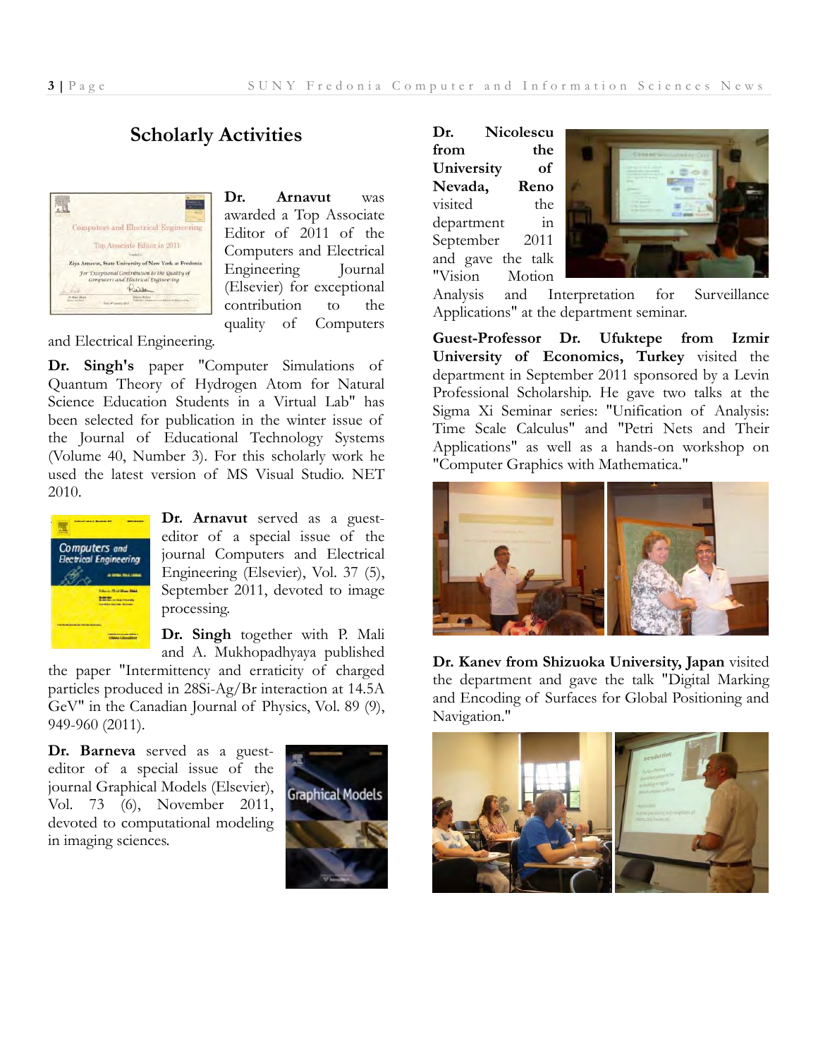# Scholarly Activities

**Dr. Arnavut** was awarded a Top Associate Editor of 2011 of the Computers and Electrical Engineering Journal (Elsevier) for exceptional contribution to the quality of Computers and Electrical Engineering.

**Dr. Singh's** paper "Computer Simulations of Quantum Theory of Hydrogen Atom for Natural Science Education Students in a Virtual Lab" has been selected for publication in the winter issue of the Journal of Educational Technology Systems (Volume 40, Number 3). For this scholarly work he used the latest version of MS Visual Studio. NET 2010.

**Dr. Arnavut** served as a guest-editor of a special issue of the journal Computers and Electrical Engineering (Elsevier), Vol. 37 (5), September 2011, devoted to image processing.

**Dr. Singh** together with P. Mali and A. Mukhopadhyaya published the paper "Intermittency and erraticity of charged particles produced in 28Si-Ag/Br interaction at 14.5A GeV" in the Canadian Journal of Physics, Vol. 89 (9), 949-960 (2011).

**Dr. Barneva** served as a guest-editor of a special issue of the journal Graphical Models (Elsevier), Vol. 73 (6), November 2011, devoted to computational modeling in imaging sciences.

**Dr. Nicolescu from the University of Nevada, Reno** visited the department in September 2011 and gave the talk "Vision Motion Analysis and Interpretation for Surveillance Applications" at the department seminar.

**Guest-Professor Dr. Ufuktepe from Izmir University of Economics, Turkey** visited the department in September 2011 sponsored by a Levin Professional Scholarship. He gave two talks at the Sigma Xi Seminar series: "Unification of Analysis: Time Scale Calculus" and "Petri Nets and Their Applications" as well as a hands-on workshop on "Computer Graphics with Mathematica."

**Dr. Kanev from Shizuoka University, Japan** visited the department and gave the talk "Digital Marking and Encoding of Surfaces for Global Positioning and Navigation."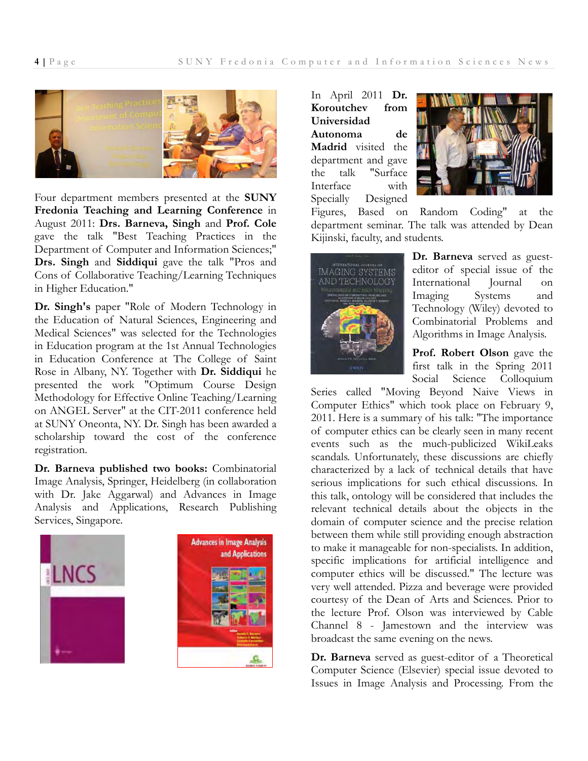Four department members presented at the **SUNY Fredonia Teaching and Learning Conference** in August 2011: **Drs. Barneva, Singh** and **Prof. Cole** gave the talk "Best Teaching Practices in the Department of Computer and Information Sciences;" **Drs. Singh** and **Siddiqui** gave the talk "Pros and Cons of Collaborative Teaching/Learning Techniques in Higher Education."

**Dr. Singh's** paper "Role of Modern Technology in the Education of Natural Sciences, Engineering and Medical Sciences" was selected for the Technologies in Education program at the 1st Annual Technologies in Education Conference at The College of Saint Rose in Albany, NY. Together with **Dr. Siddiqui** he presented the work "Optimum Course Design Methodology for Effective Online Teaching/Learning on ANGEL Server" at the CIT-2011 conference held at SUNY Oneonta, NY. Dr. Singh has been awarded a scholarship toward the cost of the conference registration.

**Dr. Barneva published two books:** Combinatorial Image Analysis, Springer, Heidelberg (in collaboration with Dr. Jake Aggarwal) and Advances in Image Analysis and Applications, Research Publishing Services, Singapore.

In April 2011 **Dr. Koroutchev from Universidad Autonoma de Madrid** visited the department and gave the talk "Surface Interface with Specially Designed Figures, Based on Random Coding" at the department seminar. The talk was attended by Dean Kijinski, faculty, and students.

**Dr. Barneva** served as guest-editor of special issue of the International Journal on Imaging Systems and Technology (Wiley) devoted to Combinatorial Problems and Algorithms in Image Analysis.

**Prof. Robert Olson** gave the first talk in the Spring 2011 Social Science Colloquium Series called "Moving Beyond Naive Views in Computer Ethics" which took place on February 9, 2011. Here is a summary of his talk: "The importance of computer ethics can be clearly seen in many recent events such as the much-publicized WikiLeaks scandals. Unfortunately, these discussions are chiefly characterized by a lack of technical details that have serious implications for such ethical discussions. In this talk, ontology will be considered that includes the relevant technical details about the objects in the domain of computer science and the precise relation between them while still providing enough abstraction to make it manageable for non-specialists. In addition, specific implications for artificial intelligence and computer ethics will be discussed." The lecture was very well attended. Pizza and beverage were provided courtesy of the Dean of Arts and Sciences. Prior to the lecture Prof. Olson was interviewed by Cable Channel 8 - Jamestown and the interview was broadcast the same evening on the news.

**Dr. Barneva** served as guest-editor of a Theoretical Computer Science (Elsevier) special issue devoted to Issues in Image Analysis and Processing. From the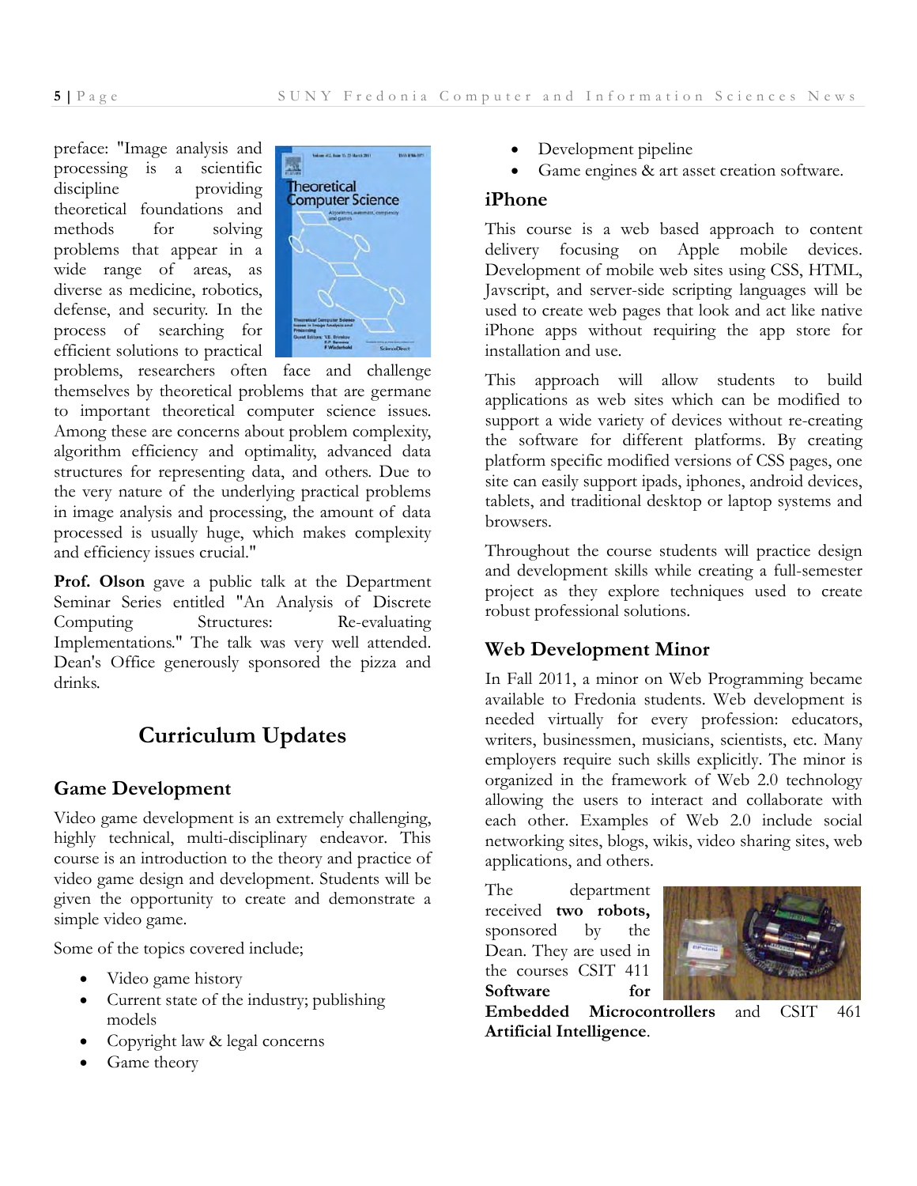preface: "Image analysis and processing is a scientific discipline providing theoretical foundations and methods for solving problems that appear in a wide range of areas, as diverse as medicine, robotics, defense, and security. In the process of searching for efficient solutions to practical problems, researchers often face and challenge themselves by theoretical problems that are germane to important theoretical computer science issues. Among these are concerns about problem complexity, algorithm efficiency and optimality, advanced data structures for representing data, and others. Due to the very nature of the underlying practical problems in image analysis and processing, the amount of data processed is usually huge, which makes complexity and efficiency issues crucial."

**Prof. Olson** gave a public talk at the Department Seminar Series entitled "An Analysis of Discrete Computing Structures: Re-evaluating Implementations." The talk was very well attended. Dean's Office generously sponsored the pizza and drinks.

## Curriculum Updates

### Game Development

Video game development is an extremely challenging, highly technical, multi-disciplinary endeavor. This course is an introduction to the theory and practice of video game design and development. Students will be given the opportunity to create and demonstrate a simple video game.

Some of the topics covered include;

- Video game history
- Current state of the industry; publishing models
- Copyright law & legal concerns
- Game theory
- Development pipeline
- Game engines & art asset creation software.

### iPhone

This course is a web based approach to content delivery focusing on Apple mobile devices. Development of mobile web sites using CSS, HTML, Javscript, and server-side scripting languages will be used to create web pages that look and act like native iPhone apps without requiring the app store for installation and use.

This approach will allow students to build applications as web sites which can be modified to support a wide variety of devices without re-creating the software for different platforms. By creating platform specific modified versions of CSS pages, one site can easily support ipads, iphones, android devices, tablets, and traditional desktop or laptop systems and browsers.

Throughout the course students will practice design and development skills while creating a full-semester project as they explore techniques used to create robust professional solutions.

### Web Development Minor

In Fall 2011, a minor on Web Programming became available to Fredonia students. Web development is needed virtually for every profession: educators, writers, businessmen, musicians, scientists, etc. Many employers require such skills explicitly. The minor is organized in the framework of Web 2.0 technology allowing the users to interact and collaborate with each other. Examples of Web 2.0 include social networking sites, blogs, wikis, video sharing sites, web applications, and others.

The department received **two robots,** sponsored by the Dean. They are used in the courses CSIT 411 **Software for Embedded Microcontrollers** and CSIT 461 **Artificial Intelligence**.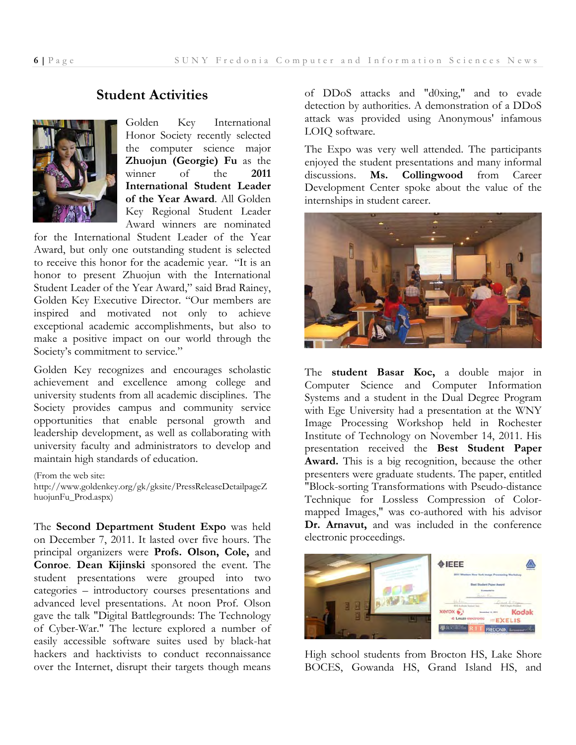## Student Activities

Golden Key International Honor Society recently selected the computer science major **Zhuojun (Georgie) Fu** as the winner of the **2011 International Student Leader of the Year Award**. All Golden Key Regional Student Leader Award winners are nominated for the International Student Leader of the Year Award, but only one outstanding student is selected to receive this honor for the academic year. "It is an honor to present Zhuojun with the International Student Leader of the Year Award," said Brad Rainey, Golden Key Executive Director. "Our members are inspired and motivated not only to achieve exceptional academic accomplishments, but also to make a positive impact on our world through the Society's commitment to service."

Golden Key recognizes and encourages scholastic achievement and excellence among college and university students from all academic disciplines. The Society provides campus and community service opportunities that enable personal growth and leadership development, as well as collaborating with university faculty and administrators to develop and maintain high standards of education.

(From the web site: http://www.goldenkey.org/gk/gksite/PressReleaseDetailpageZhuojunFu_Prod.aspx)

The **Second Department Student Expo** was held on December 7, 2011. It lasted over five hours. The principal organizers were **Profs. Olson, Cole,** and **Conroe**. **Dean Kijinski** sponsored the event. The student presentations were grouped into two categories – introductory courses presentations and advanced level presentations. At noon Prof. Olson gave the talk "Digital Battlegrounds: The Technology of Cyber-War." The lecture explored a number of easily accessible software suites used by black-hat hackers and hacktivists to conduct reconnaissance over the Internet, disrupt their targets though means of DDoS attacks and "d0xing," and to evade detection by authorities. A demonstration of a DDoS attack was provided using Anonymous' infamous LOIQ software.

The Expo was very well attended. The participants enjoyed the student presentations and many informal discussions. **Ms. Collingwood** from Career Development Center spoke about the value of the internships in student career.

The **student Basar Koc,** a double major in Computer Science and Computer Information Systems and a student in the Dual Degree Program with Ege University had a presentation at the WNY Image Processing Workshop held in Rochester Institute of Technology on November 14, 2011. His presentation received the **Best Student Paper Award.** This is a big recognition, because the other presenters were graduate students. The paper, entitled "Block-sorting Transformations with Pseudo-distance Technique for Lossless Compression of Color-mapped Images," was co-authored with his advisor **Dr. Arnavut,** and was included in the conference electronic proceedings.

High school students from Brocton HS, Lake Shore BOCES, Gowanda HS, Grand Island HS, and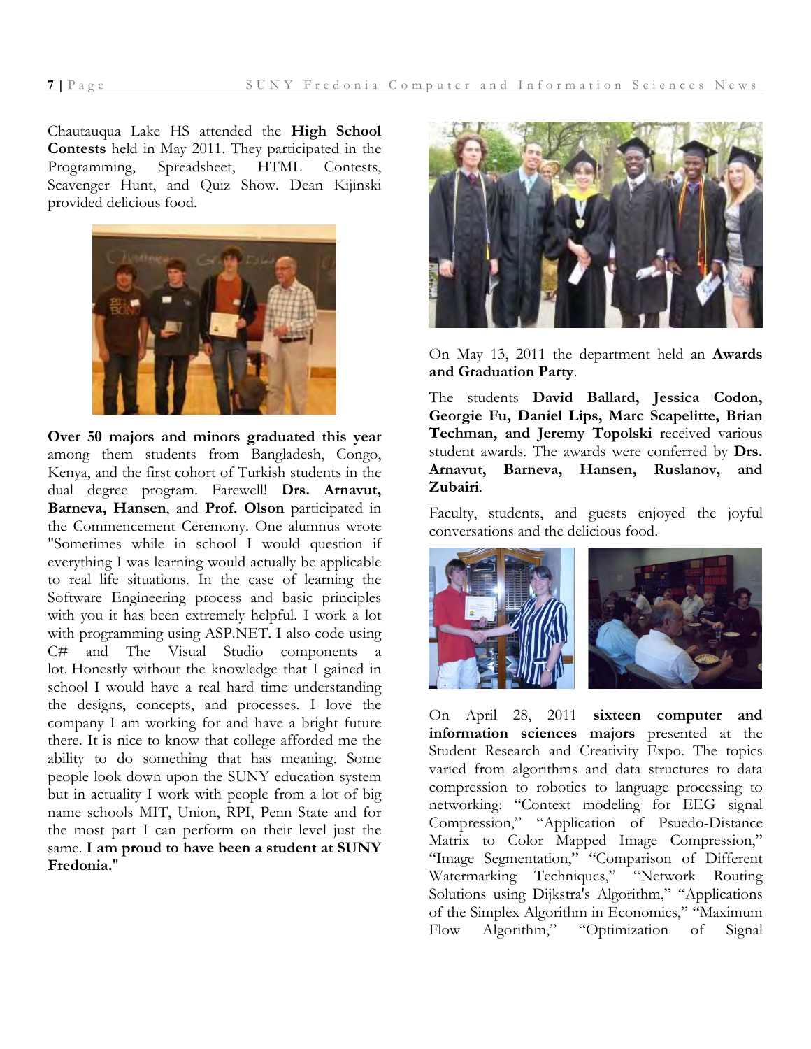Chautauqua Lake HS attended the **High School Contests** held in May 2011. They participated in the Programming, Spreadsheet, HTML Contests, Scavenger Hunt, and Quiz Show. Dean Kijinski provided delicious food.

**Over 50 majors and minors graduated this year** among them students from Bangladesh, Congo, Kenya, and the first cohort of Turkish students in the dual degree program. Farewell! **Drs. Arnavut, Barneva, Hansen**, and **Prof. Olson** participated in the Commencement Ceremony. One alumnus wrote "Sometimes while in school I would question if everything I was learning would actually be applicable to real life situations. In the case of learning the Software Engineering process and basic principles with you it has been extremely helpful. I work a lot with programming using ASP.NET. I also code using C# and The Visual Studio components a lot. Honestly without the knowledge that I gained in school I would have a real hard time understanding the designs, concepts, and processes. I love the company I am working for and have a bright future there. It is nice to know that college afforded me the ability to do something that has meaning. Some people look down upon the SUNY education system but in actuality I work with people from a lot of big name schools MIT, Union, RPI, Penn State and for the most part I can perform on their level just the same. **I am proud to have been a student at SUNY Fredonia.**"

On May 13, 2011 the department held an **Awards and Graduation Party**.

The students **David Ballard, Jessica Codon, Georgie Fu, Daniel Lips, Marc Scapelitte, Brian Techman, and Jeremy Topolski** received various student awards. The awards were conferred by **Drs. Arnavut, Barneva, Hansen, Ruslanov, and Zubairi**.

Faculty, students, and guests enjoyed the joyful conversations and the delicious food.

On April 28, 2011 **sixteen computer and information sciences majors** presented at the Student Research and Creativity Expo. The topics varied from algorithms and data structures to data compression to robotics to language processing to networking: "Context modeling for EEG signal Compression," "Application of Psuedo-Distance Matrix to Color Mapped Image Compression," "Image Segmentation," "Comparison of Different Watermarking Techniques," "Network Routing Solutions using Dijkstra's Algorithm," "Applications of the Simplex Algorithm in Economics," "Maximum Flow Algorithm," "Optimization of Signal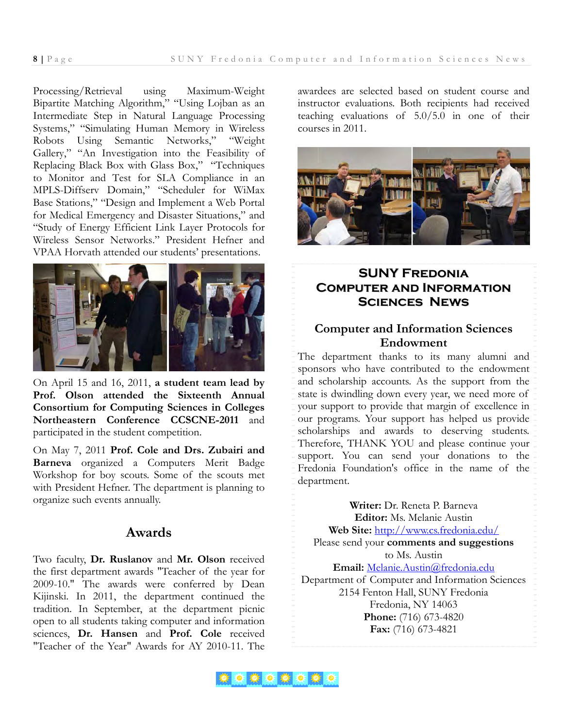Processing/Retrieval using Maximum-Weight Bipartite Matching Algorithm," "Using Lojban as an Intermediate Step in Natural Language Processing Systems," "Simulating Human Memory in Wireless Robots Using Semantic Networks," "Weight Gallery," "An Investigation into the Feasibility of Replacing Black Box with Glass Box," "Techniques to Monitor and Test for SLA Compliance in an MPLS-Diffserv Domain," "Scheduler for WiMax Base Stations," "Design and Implement a Web Portal for Medical Emergency and Disaster Situations," and "Study of Energy Efficient Link Layer Protocols for Wireless Sensor Networks." President Hefner and VPAA Horvath attended our students' presentations.

On April 15 and 16, 2011, **a student team lead by Prof. Olson attended the Sixteenth Annual Consortium for Computing Sciences in Colleges Northeastern Conference CCSCNE-2011** and participated in the student competition.

On May 7, 2011 **Prof. Cole and Drs. Zubairi and Barneva** organized a Computers Merit Badge Workshop for boy scouts. Some of the scouts met with President Hefner. The department is planning to organize such events annually.

## Awards

Two faculty, **Dr. Ruslanov** and **Mr. Olson** received the first department awards "Teacher of the year for 2009-10." The awards were conferred by Dean Kijinski. In 2011, the department continued the tradition. In September, at the department picnic open to all students taking computer and information sciences, **Dr. Hansen** and **Prof. Cole** received "Teacher of the Year" Awards for AY 2010-11. The awardees are selected based on student course and instructor evaluations. Both recipients had received teaching evaluations of 5.0/5.0 in one of their courses in 2011.

## SUNY Fredonia Computer and Information Sciences News

### Computer and Information Sciences Endowment

The department thanks to its many alumni and sponsors who have contributed to the endowment and scholarship accounts. As the support from the state is dwindling down every year, we need more of your support to provide that margin of excellence in our programs. Your support has helped us provide scholarships and awards to deserving students. Therefore, THANK YOU and please continue your support. You can send your donations to the Fredonia Foundation's office in the name of the department.

**Writer:** Dr. Reneta P. Barneva
**Editor:** Ms. Melanie Austin
**Web Site:** http://www.cs.fredonia.edu/
Please send your **comments and suggestions** to Ms. Austin
**Email:** Melanie.Austin@fredonia.edu
Department of Computer and Information Sciences
2154 Fenton Hall, SUNY Fredonia
Fredonia, NY 14063
**Phone:** (716) 673-4820
**Fax:** (716) 673-4821